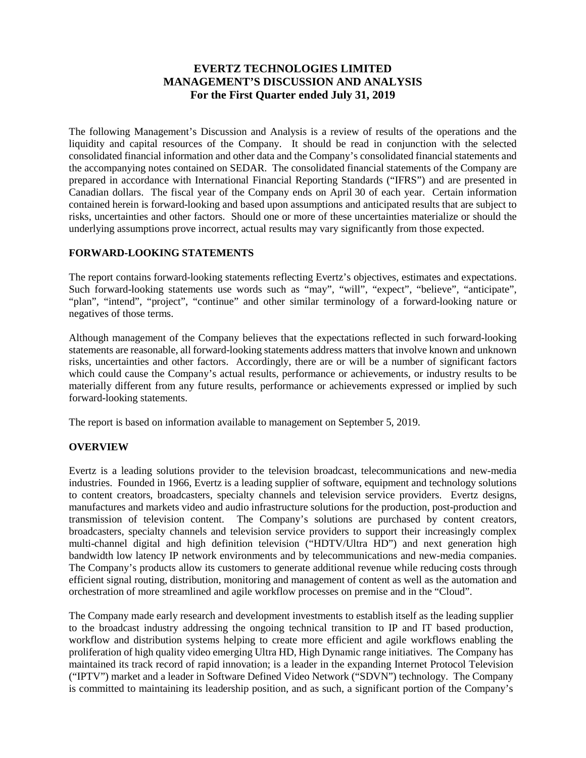# EVERTZ TECHNOLOGIES LIMITED
# MANAGEMENT'S DISCUSSION AND ANALYSIS
# For the First Quarter ended July 31, 2019

The following Management's Discussion and Analysis is a review of results of the operations and the liquidity and capital resources of the Company. It should be read in conjunction with the selected consolidated financial information and other data and the Company's consolidated financial statements and the accompanying notes contained on SEDAR. The consolidated financial statements of the Company are prepared in accordance with International Financial Reporting Standards ("IFRS") and are presented in Canadian dollars. The fiscal year of the Company ends on April 30 of each year. Certain information contained herein is forward-looking and based upon assumptions and anticipated results that are subject to risks, uncertainties and other factors. Should one or more of these uncertainties materialize or should the underlying assumptions prove incorrect, actual results may vary significantly from those expected.

## FORWARD-LOOKING STATEMENTS

The report contains forward-looking statements reflecting Evertz's objectives, estimates and expectations. Such forward-looking statements use words such as "may", "will", "expect", "believe", "anticipate", "plan", "intend", "project", "continue" and other similar terminology of a forward-looking nature or negatives of those terms.

Although management of the Company believes that the expectations reflected in such forward-looking statements are reasonable, all forward-looking statements address matters that involve known and unknown risks, uncertainties and other factors. Accordingly, there are or will be a number of significant factors which could cause the Company's actual results, performance or achievements, or industry results to be materially different from any future results, performance or achievements expressed or implied by such forward-looking statements.

The report is based on information available to management on September 5, 2019.

## OVERVIEW

Evertz is a leading solutions provider to the television broadcast, telecommunications and new-media industries. Founded in 1966, Evertz is a leading supplier of software, equipment and technology solutions to content creators, broadcasters, specialty channels and television service providers. Evertz designs, manufactures and markets video and audio infrastructure solutions for the production, post-production and transmission of television content. The Company's solutions are purchased by content creators, broadcasters, specialty channels and television service providers to support their increasingly complex multi-channel digital and high definition television ("HDTV/Ultra HD") and next generation high bandwidth low latency IP network environments and by telecommunications and new-media companies. The Company's products allow its customers to generate additional revenue while reducing costs through efficient signal routing, distribution, monitoring and management of content as well as the automation and orchestration of more streamlined and agile workflow processes on premise and in the "Cloud".

The Company made early research and development investments to establish itself as the leading supplier to the broadcast industry addressing the ongoing technical transition to IP and IT based production, workflow and distribution systems helping to create more efficient and agile workflows enabling the proliferation of high quality video emerging Ultra HD, High Dynamic range initiatives. The Company has maintained its track record of rapid innovation; is a leader in the expanding Internet Protocol Television ("IPTV") market and a leader in Software Defined Video Network ("SDVN") technology. The Company is committed to maintaining its leadership position, and as such, a significant portion of the Company's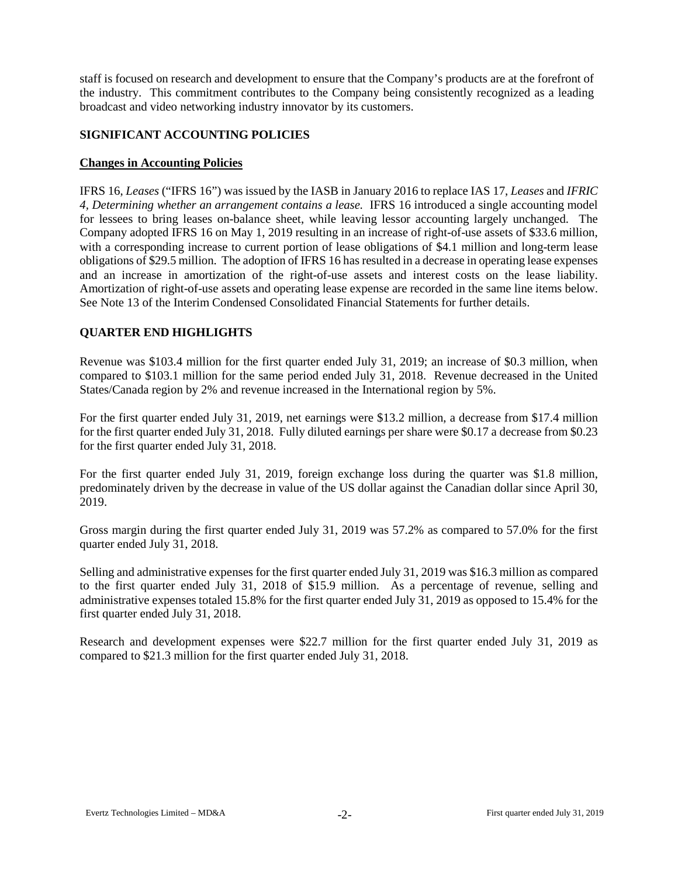staff is focused on research and development to ensure that the Company's products are at the forefront of the industry. This commitment contributes to the Company being consistently recognized as a leading broadcast and video networking industry innovator by its customers.

## SIGNIFICANT ACCOUNTING POLICIES

### Changes in Accounting Policies

IFRS 16, *Leases* ("IFRS 16") was issued by the IASB in January 2016 to replace IAS 17, *Leases* and *IFRIC 4, Determining whether an arrangement contains a lease.* IFRS 16 introduced a single accounting model for lessees to bring leases on-balance sheet, while leaving lessor accounting largely unchanged. The Company adopted IFRS 16 on May 1, 2019 resulting in an increase of right-of-use assets of $33.6 million, with a corresponding increase to current portion of lease obligations of $4.1 million and long-term lease obligations of $29.5 million. The adoption of IFRS 16 has resulted in a decrease in operating lease expenses and an increase in amortization of the right-of-use assets and interest costs on the lease liability. Amortization of right-of-use assets and operating lease expense are recorded in the same line items below. See Note 13 of the Interim Condensed Consolidated Financial Statements for further details.

## QUARTER END HIGHLIGHTS

Revenue was $103.4 million for the first quarter ended July 31, 2019; an increase of $0.3 million, when compared to $103.1 million for the same period ended July 31, 2018. Revenue decreased in the United States/Canada region by 2% and revenue increased in the International region by 5%.

For the first quarter ended July 31, 2019, net earnings were $13.2 million, a decrease from $17.4 million for the first quarter ended July 31, 2018. Fully diluted earnings per share were $0.17 a decrease from $0.23 for the first quarter ended July 31, 2018.

For the first quarter ended July 31, 2019, foreign exchange loss during the quarter was $1.8 million, predominately driven by the decrease in value of the US dollar against the Canadian dollar since April 30, 2019.

Gross margin during the first quarter ended July 31, 2019 was 57.2% as compared to 57.0% for the first quarter ended July 31, 2018.

Selling and administrative expenses for the first quarter ended July 31, 2019 was $16.3 million as compared to the first quarter ended July 31, 2018 of $15.9 million. As a percentage of revenue, selling and administrative expenses totaled 15.8% for the first quarter ended July 31, 2019 as opposed to 15.4% for the first quarter ended July 31, 2018.

Research and development expenses were $22.7 million for the first quarter ended July 31, 2019 as compared to $21.3 million for the first quarter ended July 31, 2018.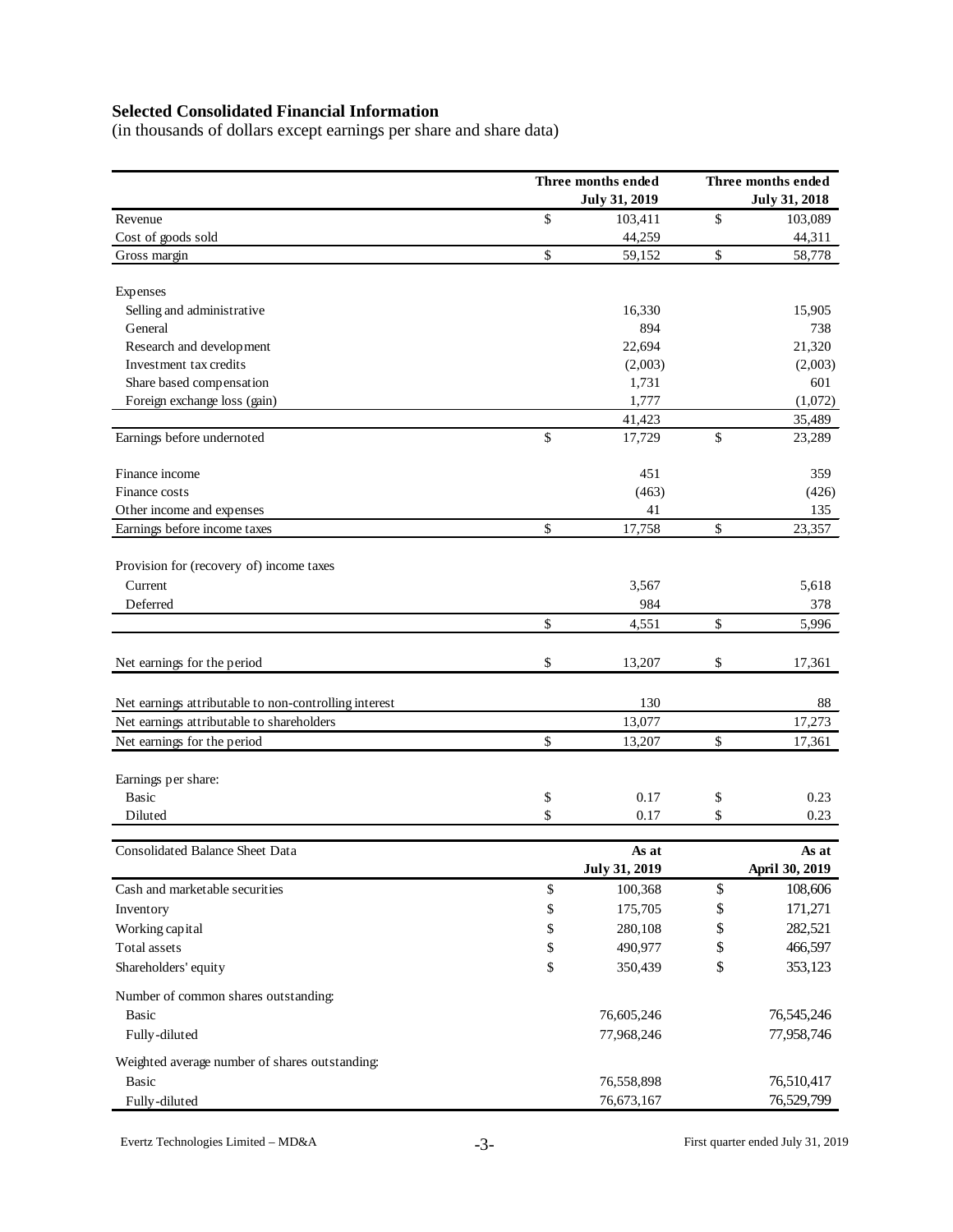## Selected Consolidated Financial Information

(in thousands of dollars except earnings per share and share data)

| | Three months ended July 31, 2019 | Three months ended July 31, 2018 |
|---|---|---|
| Revenue | $ 103,411 | $ 103,089 |
| Cost of goods sold | 44,259 | 44,311 |
| Gross margin | $ 59,152 | $ 58,778 |
| | | |
| Expenses | | |
| Selling and administrative | 16,330 | 15,905 |
| General | 894 | 738 |
| Research and development | 22,694 | 21,320 |
| Investment tax credits | (2,003) | (2,003) |
| Share based compensation | 1,731 | 601 |
| Foreign exchange loss (gain) | 1,777 | (1,072) |
| | 41,423 | 35,489 |
| Earnings before undernoted | $ 17,729 | $ 23,289 |
| | | |
| Finance income | 451 | 359 |
| Finance costs | (463) | (426) |
| Other income and expenses | 41 | 135 |
| Earnings before income taxes | $ 17,758 | $ 23,357 |
| | | |
| Provision for (recovery of) income taxes | | |
| Current | 3,567 | 5,618 |
| Deferred | 984 | 378 |
| | $ 4,551 | $ 5,996 |
| | | |
| Net earnings for the period | $ 13,207 | $ 17,361 |
| | | |
| Net earnings attributable to non-controlling interest | 130 | 88 |
| Net earnings attributable to shareholders | 13,077 | 17,273 |
| Net earnings for the period | $ 13,207 | $ 17,361 |
| | | |
| Earnings per share: | | |
| Basic | $ 0.17 | $ 0.23 |
| Diluted | $ 0.17 | $ 0.23 |

| Consolidated Balance Sheet Data | As at July 31, 2019 | As at April 30, 2019 |
|---|---|---|
| Cash and marketable securities | $ 100,368 | $ 108,606 |
| Inventory | $ 175,705 | $ 171,271 |
| Working capital | $ 280,108 | $ 282,521 |
| Total assets | $ 490,977 | $ 466,597 |
| Shareholders' equity | $ 350,439 | $ 353,123 |
| | | |
| Number of common shares outstanding: | | |
| Basic | 76,605,246 | 76,545,246 |
| Fully-diluted | 77,968,246 | 77,958,746 |
| | | |
| Weighted average number of shares outstanding: | | |
| Basic | 76,558,898 | 76,510,417 |
| Fully-diluted | 76,673,167 | 76,529,799 |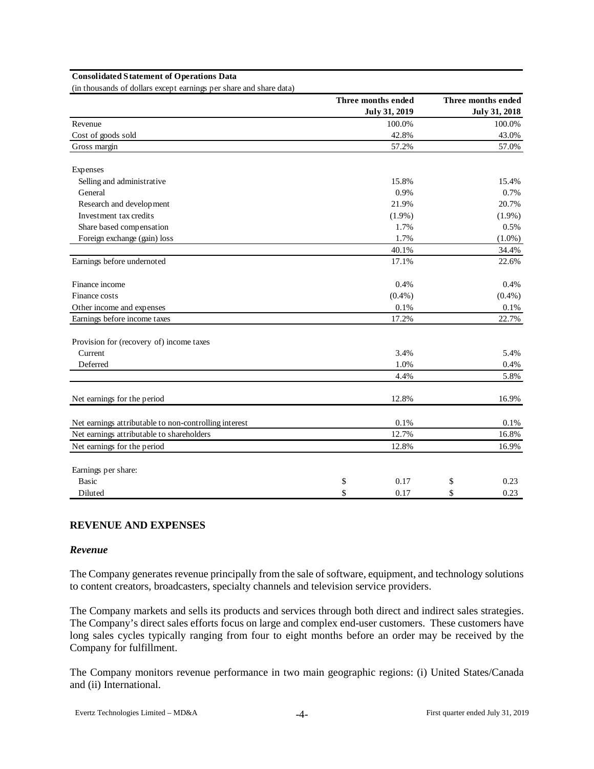**Consolidated Statement of Operations Data**

(in thousands of dollars except earnings per share and share data)

| | Three months ended July 31, 2019 | Three months ended July 31, 2018 |
|---|---|---|
| Revenue | 100.0% | 100.0% |
| Cost of goods sold | 42.8% | 43.0% |
| Gross margin | 57.2% | 57.0% |
| | | |
| Expenses | | |
| Selling and administrative | 15.8% | 15.4% |
| General | 0.9% | 0.7% |
| Research and development | 21.9% | 20.7% |
| Investment tax credits | (1.9%) | (1.9%) |
| Share based compensation | 1.7% | 0.5% |
| Foreign exchange (gain) loss | 1.7% | (1.0%) |
| | 40.1% | 34.4% |
| Earnings before undernoted | 17.1% | 22.6% |
| | | |
| Finance income | 0.4% | 0.4% |
| Finance costs | (0.4%) | (0.4%) |
| Other income and expenses | 0.1% | 0.1% |
| Earnings before income taxes | 17.2% | 22.7% |
| | | |
| Provision for (recovery of) income taxes | | |
| Current | 3.4% | 5.4% |
| Deferred | 1.0% | 0.4% |
| | 4.4% | 5.8% |
| | | |
| Net earnings for the period | 12.8% | 16.9% |
| | | |
| Net earnings attributable to non-controlling interest | 0.1% | 0.1% |
| Net earnings attributable to shareholders | 12.7% | 16.8% |
| Net earnings for the period | 12.8% | 16.9% |
| | | |
| Earnings per share: | | |
| Basic | $ 0.17 | $ 0.23 |
| Diluted | $ 0.17 | $ 0.23 |

## REVENUE AND EXPENSES

### *Revenue*

The Company generates revenue principally from the sale of software, equipment, and technology solutions to content creators, broadcasters, specialty channels and television service providers.

The Company markets and sells its products and services through both direct and indirect sales strategies. The Company's direct sales efforts focus on large and complex end-user customers. These customers have long sales cycles typically ranging from four to eight months before an order may be received by the Company for fulfillment.

The Company monitors revenue performance in two main geographic regions: (i) United States/Canada and (ii) International.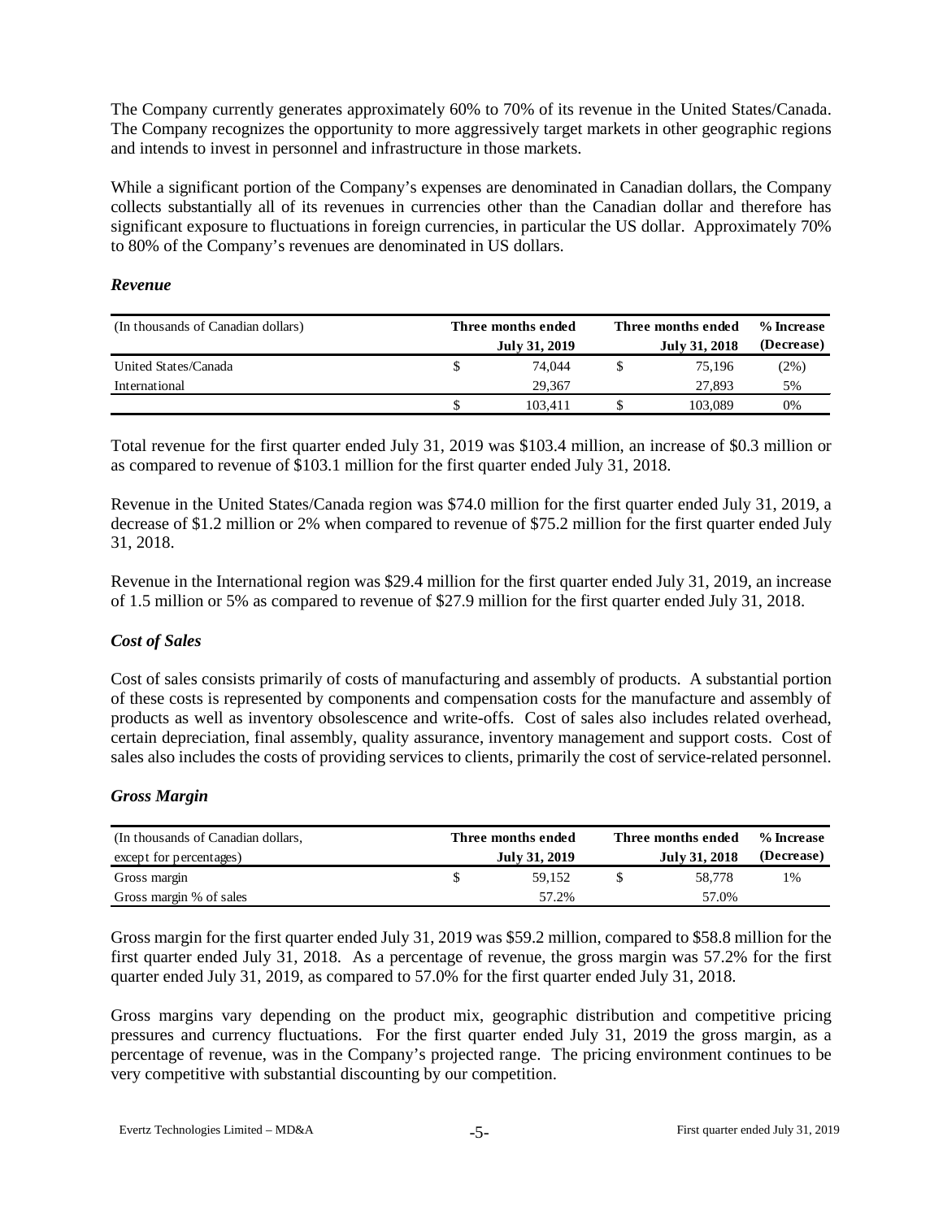The Company currently generates approximately 60% to 70% of its revenue in the United States/Canada. The Company recognizes the opportunity to more aggressively target markets in other geographic regions and intends to invest in personnel and infrastructure in those markets.

While a significant portion of the Company's expenses are denominated in Canadian dollars, the Company collects substantially all of its revenues in currencies other than the Canadian dollar and therefore has significant exposure to fluctuations in foreign currencies, in particular the US dollar. Approximately 70% to 80% of the Company's revenues are denominated in US dollars.

### *Revenue*

| (In thousands of Canadian dollars) | Three months ended July 31, 2019 | Three months ended July 31, 2018 | % Increase (Decrease) |
|---|---|---|---|
| United States/Canada | $ 74,044 | $ 75,196 | (2%) |
| International | 29,367 | 27,893 | 5% |
| | $ 103,411 | $ 103,089 | 0% |

Total revenue for the first quarter ended July 31, 2019 was $103.4 million, an increase of $0.3 million or as compared to revenue of $103.1 million for the first quarter ended July 31, 2018.

Revenue in the United States/Canada region was $74.0 million for the first quarter ended July 31, 2019, a decrease of $1.2 million or 2% when compared to revenue of $75.2 million for the first quarter ended July 31, 2018.

Revenue in the International region was $29.4 million for the first quarter ended July 31, 2019, an increase of 1.5 million or 5% as compared to revenue of $27.9 million for the first quarter ended July 31, 2018.

### *Cost of Sales*

Cost of sales consists primarily of costs of manufacturing and assembly of products. A substantial portion of these costs is represented by components and compensation costs for the manufacture and assembly of products as well as inventory obsolescence and write-offs. Cost of sales also includes related overhead, certain depreciation, final assembly, quality assurance, inventory management and support costs. Cost of sales also includes the costs of providing services to clients, primarily the cost of service-related personnel.

### *Gross Margin*

| (In thousands of Canadian dollars, except for percentages) | Three months ended July 31, 2019 | Three months ended July 31, 2018 | % Increase (Decrease) |
|---|---|---|---|
| Gross margin | $ 59,152 | $ 58,778 | 1% |
| Gross margin % of sales | 57.2% | 57.0% | |

Gross margin for the first quarter ended July 31, 2019 was $59.2 million, compared to $58.8 million for the first quarter ended July 31, 2018. As a percentage of revenue, the gross margin was 57.2% for the first quarter ended July 31, 2019, as compared to 57.0% for the first quarter ended July 31, 2018.

Gross margins vary depending on the product mix, geographic distribution and competitive pricing pressures and currency fluctuations. For the first quarter ended July 31, 2019 the gross margin, as a percentage of revenue, was in the Company's projected range. The pricing environment continues to be very competitive with substantial discounting by our competition.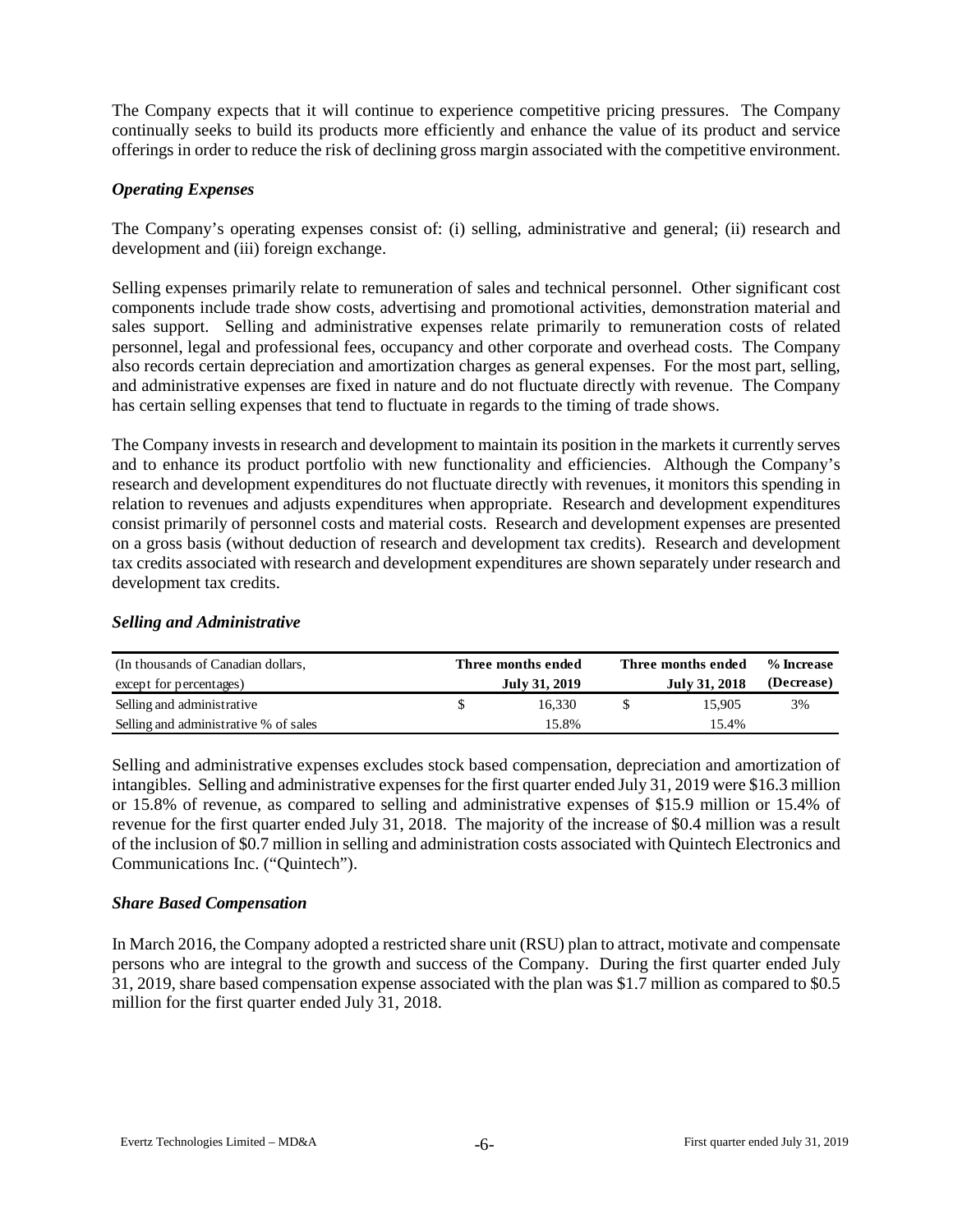The Company expects that it will continue to experience competitive pricing pressures. The Company continually seeks to build its products more efficiently and enhance the value of its product and service offerings in order to reduce the risk of declining gross margin associated with the competitive environment.

### *Operating Expenses*

The Company's operating expenses consist of: (i) selling, administrative and general; (ii) research and development and (iii) foreign exchange.

Selling expenses primarily relate to remuneration of sales and technical personnel. Other significant cost components include trade show costs, advertising and promotional activities, demonstration material and sales support. Selling and administrative expenses relate primarily to remuneration costs of related personnel, legal and professional fees, occupancy and other corporate and overhead costs. The Company also records certain depreciation and amortization charges as general expenses. For the most part, selling, and administrative expenses are fixed in nature and do not fluctuate directly with revenue. The Company has certain selling expenses that tend to fluctuate in regards to the timing of trade shows.

The Company invests in research and development to maintain its position in the markets it currently serves and to enhance its product portfolio with new functionality and efficiencies. Although the Company's research and development expenditures do not fluctuate directly with revenues, it monitors this spending in relation to revenues and adjusts expenditures when appropriate. Research and development expenditures consist primarily of personnel costs and material costs. Research and development expenses are presented on a gross basis (without deduction of research and development tax credits). Research and development tax credits associated with research and development expenditures are shown separately under research and development tax credits.

### *Selling and Administrative*

| (In thousands of Canadian dollars, except for percentages) | Three months ended July 31, 2019 | Three months ended July 31, 2018 | % Increase (Decrease) |
|---|---|---|---|
| Selling and administrative | $ 16,330 | $ 15,905 | 3% |
| Selling and administrative % of sales | 15.8% | 15.4% | |

Selling and administrative expenses excludes stock based compensation, depreciation and amortization of intangibles. Selling and administrative expenses for the first quarter ended July 31, 2019 were $16.3 million or 15.8% of revenue, as compared to selling and administrative expenses of $15.9 million or 15.4% of revenue for the first quarter ended July 31, 2018. The majority of the increase of $0.4 million was a result of the inclusion of $0.7 million in selling and administration costs associated with Quintech Electronics and Communications Inc. ("Quintech").

### *Share Based Compensation*

In March 2016, the Company adopted a restricted share unit (RSU) plan to attract, motivate and compensate persons who are integral to the growth and success of the Company. During the first quarter ended July 31, 2019, share based compensation expense associated with the plan was $1.7 million as compared to $0.5 million for the first quarter ended July 31, 2018.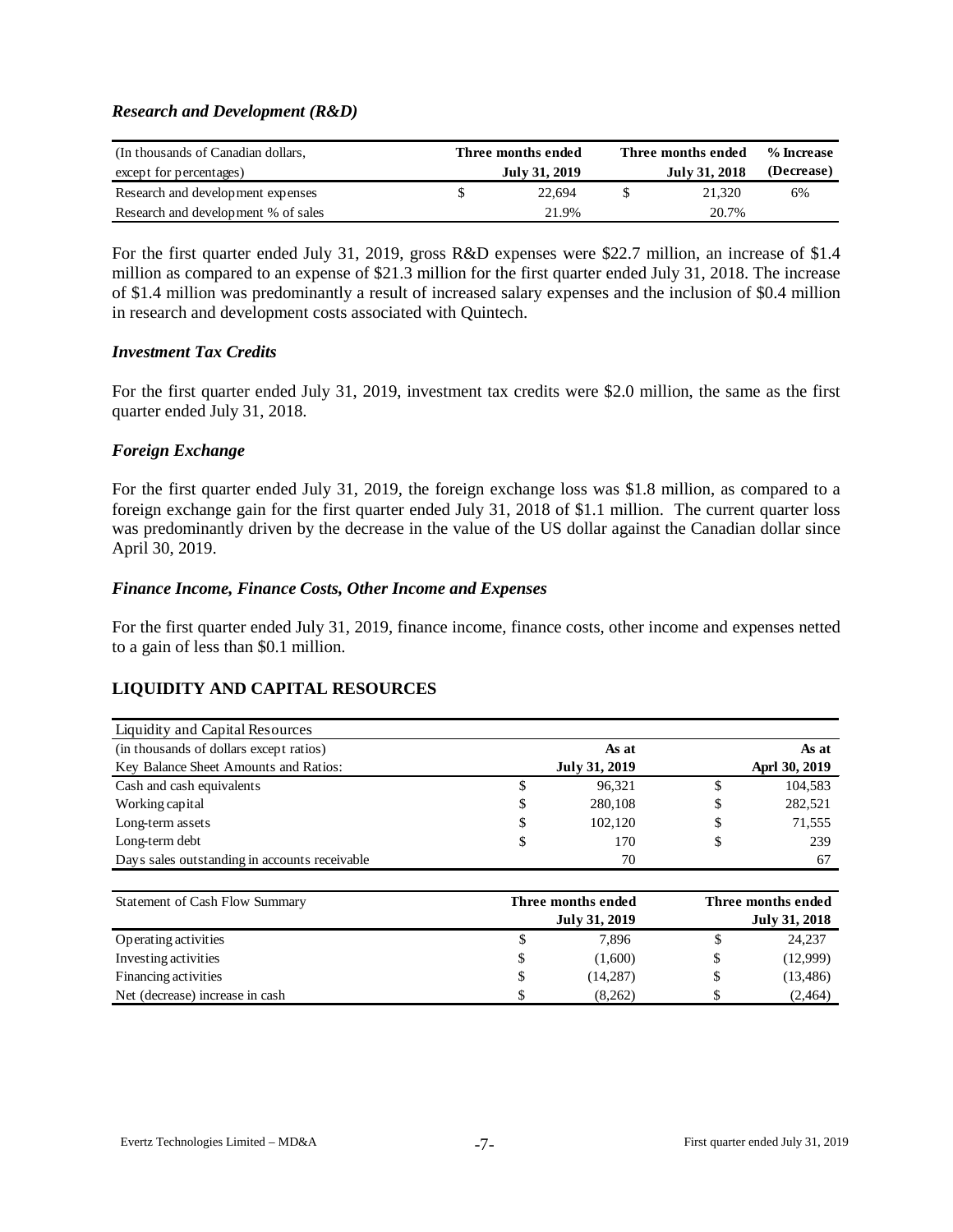### *Research and Development (R&D)*

| (In thousands of Canadian dollars, except for percentages) | Three months ended July 31, 2019 | Three months ended July 31, 2018 | % Increase (Decrease) |
|---|---|---|---|
| Research and development expenses | $ 22,694 | $ 21,320 | 6% |
| Research and development % of sales | 21.9% | 20.7% | |

For the first quarter ended July 31, 2019, gross R&D expenses were $22.7 million, an increase of $1.4 million as compared to an expense of $21.3 million for the first quarter ended July 31, 2018. The increase of $1.4 million was predominantly a result of increased salary expenses and the inclusion of $0.4 million in research and development costs associated with Quintech.

### *Investment Tax Credits*

For the first quarter ended July 31, 2019, investment tax credits were $2.0 million, the same as the first quarter ended July 31, 2018.

### *Foreign Exchange*

For the first quarter ended July 31, 2019, the foreign exchange loss was $1.8 million, as compared to a foreign exchange gain for the first quarter ended July 31, 2018 of $1.1 million. The current quarter loss was predominantly driven by the decrease in the value of the US dollar against the Canadian dollar since April 30, 2019.

### *Finance Income, Finance Costs, Other Income and Expenses*

For the first quarter ended July 31, 2019, finance income, finance costs, other income and expenses netted to a gain of less than $0.1 million.

## LIQUIDITY AND CAPITAL RESOURCES

| Liquidity and Capital Resources | | |
|---|---|---|
| (in thousands of dollars except ratios) | As at | As at |
| Key Balance Sheet Amounts and Ratios: | July 31, 2019 | Aprl 30, 2019 |
| Cash and cash equivalents | $ 96,321 | $ 104,583 |
| Working capital | $ 280,108 | $ 282,521 |
| Long-term assets | $ 102,120 | $ 71,555 |
| Long-term debt | $ 170 | $ 239 |
| Days sales outstanding in accounts receivable | 70 | 67 |

| Statement of Cash Flow Summary | Three months ended July 31, 2019 | Three months ended July 31, 2018 |
|---|---|---|
| Operating activities | $ 7,896 | $ 24,237 |
| Investing activities | $ (1,600) | $ (12,999) |
| Financing activities | $ (14,287) | $ (13,486) |
| Net (decrease) increase in cash | $ (8,262) | $ (2,464) |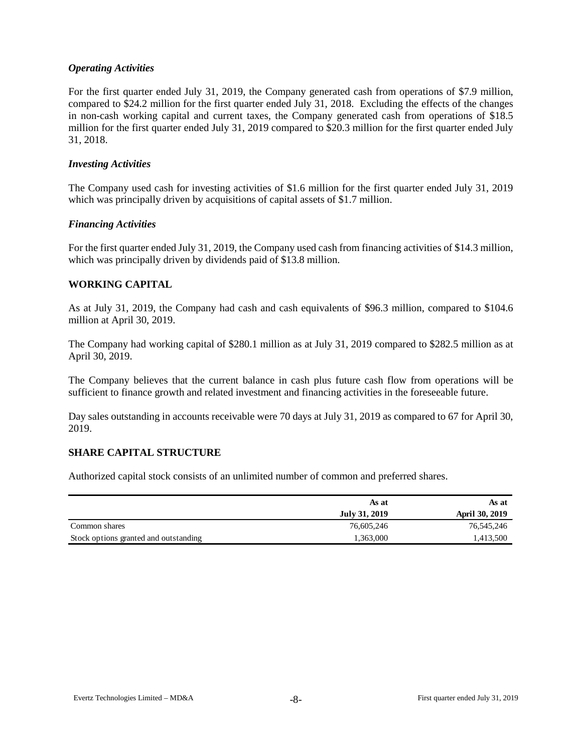### *Operating Activities*

For the first quarter ended July 31, 2019, the Company generated cash from operations of $7.9 million, compared to $24.2 million for the first quarter ended July 31, 2018. Excluding the effects of the changes in non-cash working capital and current taxes, the Company generated cash from operations of $18.5 million for the first quarter ended July 31, 2019 compared to $20.3 million for the first quarter ended July 31, 2018.

### *Investing Activities*

The Company used cash for investing activities of $1.6 million for the first quarter ended July 31, 2019 which was principally driven by acquisitions of capital assets of $1.7 million.

### *Financing Activities*

For the first quarter ended July 31, 2019, the Company used cash from financing activities of $14.3 million, which was principally driven by dividends paid of $13.8 million.

## WORKING CAPITAL

As at July 31, 2019, the Company had cash and cash equivalents of $96.3 million, compared to $104.6 million at April 30, 2019.

The Company had working capital of $280.1 million as at July 31, 2019 compared to $282.5 million as at April 30, 2019.

The Company believes that the current balance in cash plus future cash flow from operations will be sufficient to finance growth and related investment and financing activities in the foreseeable future.

Day sales outstanding in accounts receivable were 70 days at July 31, 2019 as compared to 67 for April 30, 2019.

## SHARE CAPITAL STRUCTURE

Authorized capital stock consists of an unlimited number of common and preferred shares.

| | **As at July 31, 2019** | **As at April 30, 2019** |
|---|---|---|
| Common shares | 76,605,246 | 76,545,246 |
| Stock options granted and outstanding | 1,363,000 | 1,413,500 |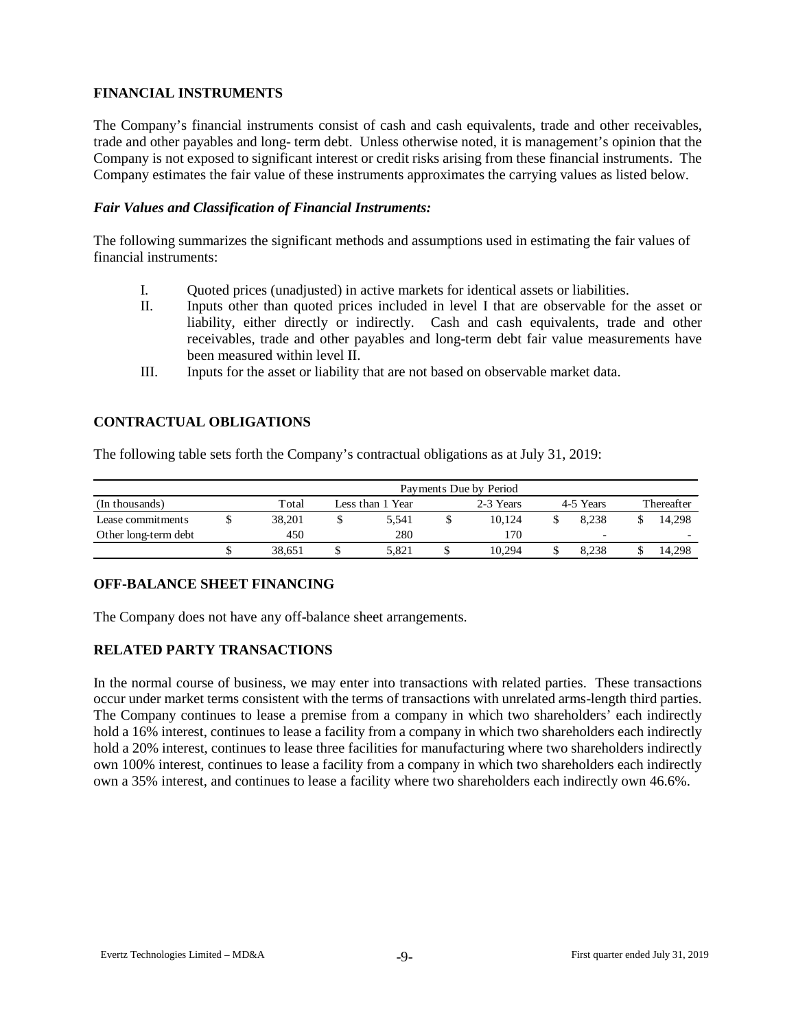## FINANCIAL INSTRUMENTS

The Company's financial instruments consist of cash and cash equivalents, trade and other receivables, trade and other payables and long- term debt. Unless otherwise noted, it is management's opinion that the Company is not exposed to significant interest or credit risks arising from these financial instruments. The Company estimates the fair value of these instruments approximates the carrying values as listed below.

### *Fair Values and Classification of Financial Instruments:*

The following summarizes the significant methods and assumptions used in estimating the fair values of financial instruments:

I. Quoted prices (unadjusted) in active markets for identical assets or liabilities.

II. Inputs other than quoted prices included in level I that are observable for the asset or liability, either directly or indirectly. Cash and cash equivalents, trade and other receivables, trade and other payables and long-term debt fair value measurements have been measured within level II.

III. Inputs for the asset or liability that are not based on observable market data.

## CONTRACTUAL OBLIGATIONS

The following table sets forth the Company's contractual obligations as at July 31, 2019:

| | Payments Due by Period | | | | |
|---|---|---|---|---|---|
| (In thousands) | Total | Less than 1 Year | 2-3 Years | 4-5 Years | Thereafter |
| Lease commitments | $ 38,201 | $ 5,541 | $ 10,124 | $ 8,238 | $ 14,298 |
| Other long-term debt | 450 | 280 | 170 | - | - |
| | $ 38,651 | $ 5,821 | $ 10,294 | $ 8,238 | $ 14,298 |

## OFF-BALANCE SHEET FINANCING

The Company does not have any off-balance sheet arrangements.

## RELATED PARTY TRANSACTIONS

In the normal course of business, we may enter into transactions with related parties. These transactions occur under market terms consistent with the terms of transactions with unrelated arms-length third parties. The Company continues to lease a premise from a company in which two shareholders' each indirectly hold a 16% interest, continues to lease a facility from a company in which two shareholders each indirectly hold a 20% interest, continues to lease three facilities for manufacturing where two shareholders indirectly own 100% interest, continues to lease a facility from a company in which two shareholders each indirectly own a 35% interest, and continues to lease a facility where two shareholders each indirectly own 46.6%.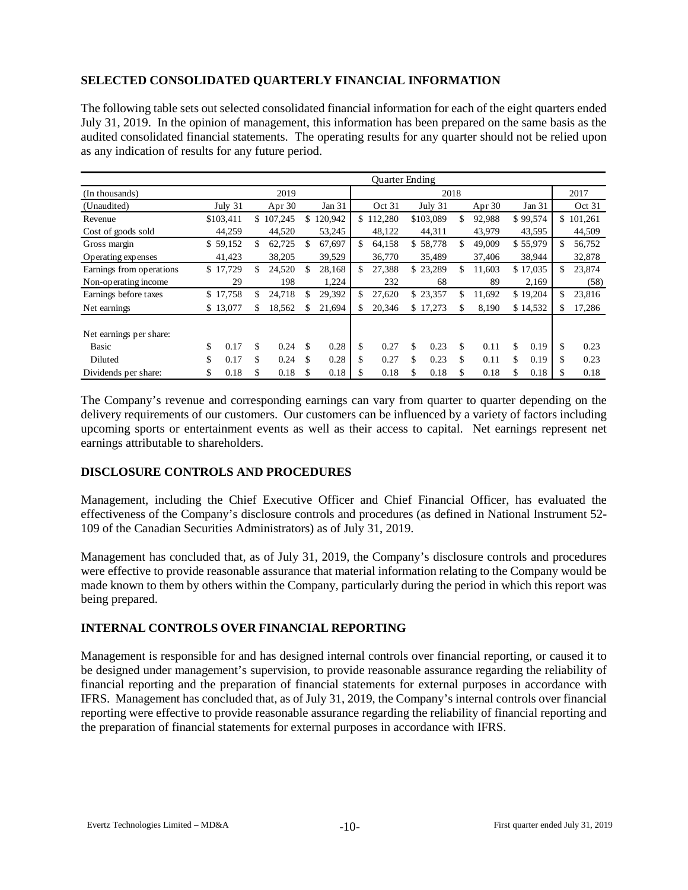## SELECTED CONSOLIDATED QUARTERLY FINANCIAL INFORMATION

The following table sets out selected consolidated financial information for each of the eight quarters ended July 31, 2019. In the opinion of management, this information has been prepared on the same basis as the audited consolidated financial statements. The operating results for any quarter should not be relied upon as any indication of results for any future period.

| | Quarter Ending | | | | | | | |
|---|---|---|---|---|---|---|---|---|
| (In thousands) | 2019 | | | 2018 | | | | 2017 |
| (Unaudited) | July 31 | Apr 30 | Jan 31 | Oct 31 | July 31 | Apr 30 | Jan 31 | Oct 31 |
| Revenue | $103,411 | $ 107,245 | $ 120,942 | $ 112,280 | $103,089 | $ 92,988 | $ 99,574 | $ 101,261 |
| Cost of goods sold | 44,259 | 44,520 | 53,245 | 48,122 | 44,311 | 43,979 | 43,595 | 44,509 |
| Gross margin | $ 59,152 | $ 62,725 | $ 67,697 | $ 64,158 | $ 58,778 | $ 49,009 | $ 55,979 | $ 56,752 |
| Operating expenses | 41,423 | 38,205 | 39,529 | 36,770 | 35,489 | 37,406 | 38,944 | 32,878 |
| Earnings from operations | $ 17,729 | $ 24,520 | $ 28,168 | $ 27,388 | $ 23,289 | $ 11,603 | $ 17,035 | $ 23,874 |
| Non-operating income | 29 | 198 | 1,224 | 232 | 68 | 89 | 2,169 | (58) |
| Earnings before taxes | $ 17,758 | $ 24,718 | $ 29,392 | $ 27,620 | $ 23,357 | $ 11,692 | $ 19,204 | $ 23,816 |
| Net earnings | $ 13,077 | $ 18,562 | $ 21,694 | $ 20,346 | $ 17,273 | $ 8,190 | $ 14,532 | $ 17,286 |
| Net earnings per share: | | | | | | | | |
| Basic | $ 0.17 | $ 0.24 | $ 0.28 | $ 0.27 | $ 0.23 | $ 0.11 | $ 0.19 | $ 0.23 |
| Diluted | $ 0.17 | $ 0.24 | $ 0.28 | $ 0.27 | $ 0.23 | $ 0.11 | $ 0.19 | $ 0.23 |
| Dividends per share: | $ 0.18 | $ 0.18 | $ 0.18 | $ 0.18 | $ 0.18 | $ 0.18 | $ 0.18 | $ 0.18 |

The Company's revenue and corresponding earnings can vary from quarter to quarter depending on the delivery requirements of our customers. Our customers can be influenced by a variety of factors including upcoming sports or entertainment events as well as their access to capital. Net earnings represent net earnings attributable to shareholders.

## DISCLOSURE CONTROLS AND PROCEDURES

Management, including the Chief Executive Officer and Chief Financial Officer, has evaluated the effectiveness of the Company's disclosure controls and procedures (as defined in National Instrument 52-109 of the Canadian Securities Administrators) as of July 31, 2019.

Management has concluded that, as of July 31, 2019, the Company's disclosure controls and procedures were effective to provide reasonable assurance that material information relating to the Company would be made known to them by others within the Company, particularly during the period in which this report was being prepared.

## INTERNAL CONTROLS OVER FINANCIAL REPORTING

Management is responsible for and has designed internal controls over financial reporting, or caused it to be designed under management's supervision, to provide reasonable assurance regarding the reliability of financial reporting and the preparation of financial statements for external purposes in accordance with IFRS. Management has concluded that, as of July 31, 2019, the Company's internal controls over financial reporting were effective to provide reasonable assurance regarding the reliability of financial reporting and the preparation of financial statements for external purposes in accordance with IFRS.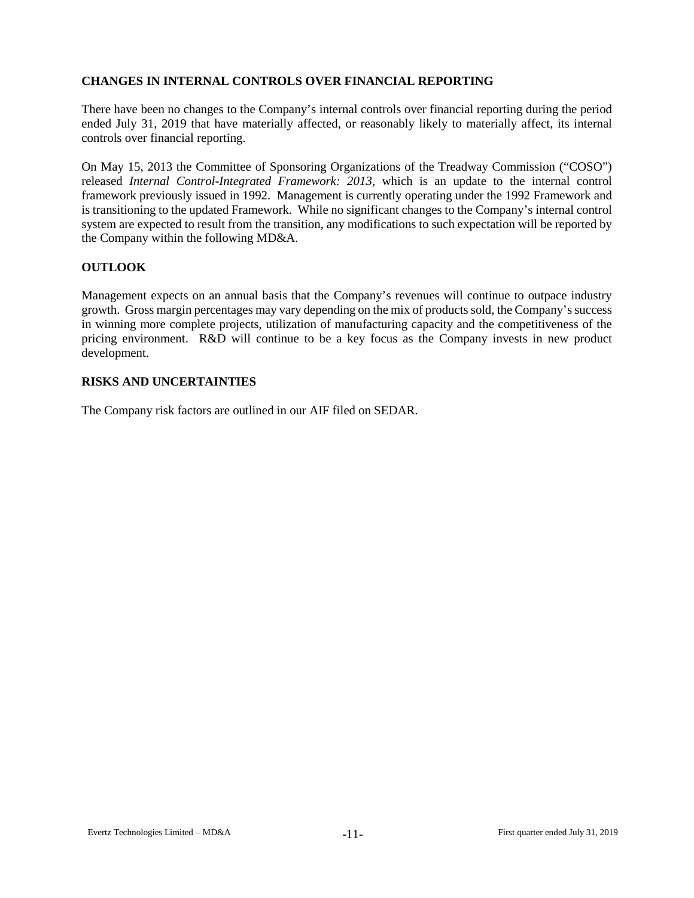## CHANGES IN INTERNAL CONTROLS OVER FINANCIAL REPORTING

There have been no changes to the Company's internal controls over financial reporting during the period ended July 31, 2019 that have materially affected, or reasonably likely to materially affect, its internal controls over financial reporting.

On May 15, 2013 the Committee of Sponsoring Organizations of the Treadway Commission ("COSO") released *Internal Control-Integrated Framework: 2013*, which is an update to the internal control framework previously issued in 1992. Management is currently operating under the 1992 Framework and is transitioning to the updated Framework. While no significant changes to the Company's internal control system are expected to result from the transition, any modifications to such expectation will be reported by the Company within the following MD&A.

## OUTLOOK

Management expects on an annual basis that the Company's revenues will continue to outpace industry growth. Gross margin percentages may vary depending on the mix of products sold, the Company's success in winning more complete projects, utilization of manufacturing capacity and the competitiveness of the pricing environment. R&D will continue to be a key focus as the Company invests in new product development.

## RISKS AND UNCERTAINTIES

The Company risk factors are outlined in our AIF filed on SEDAR.